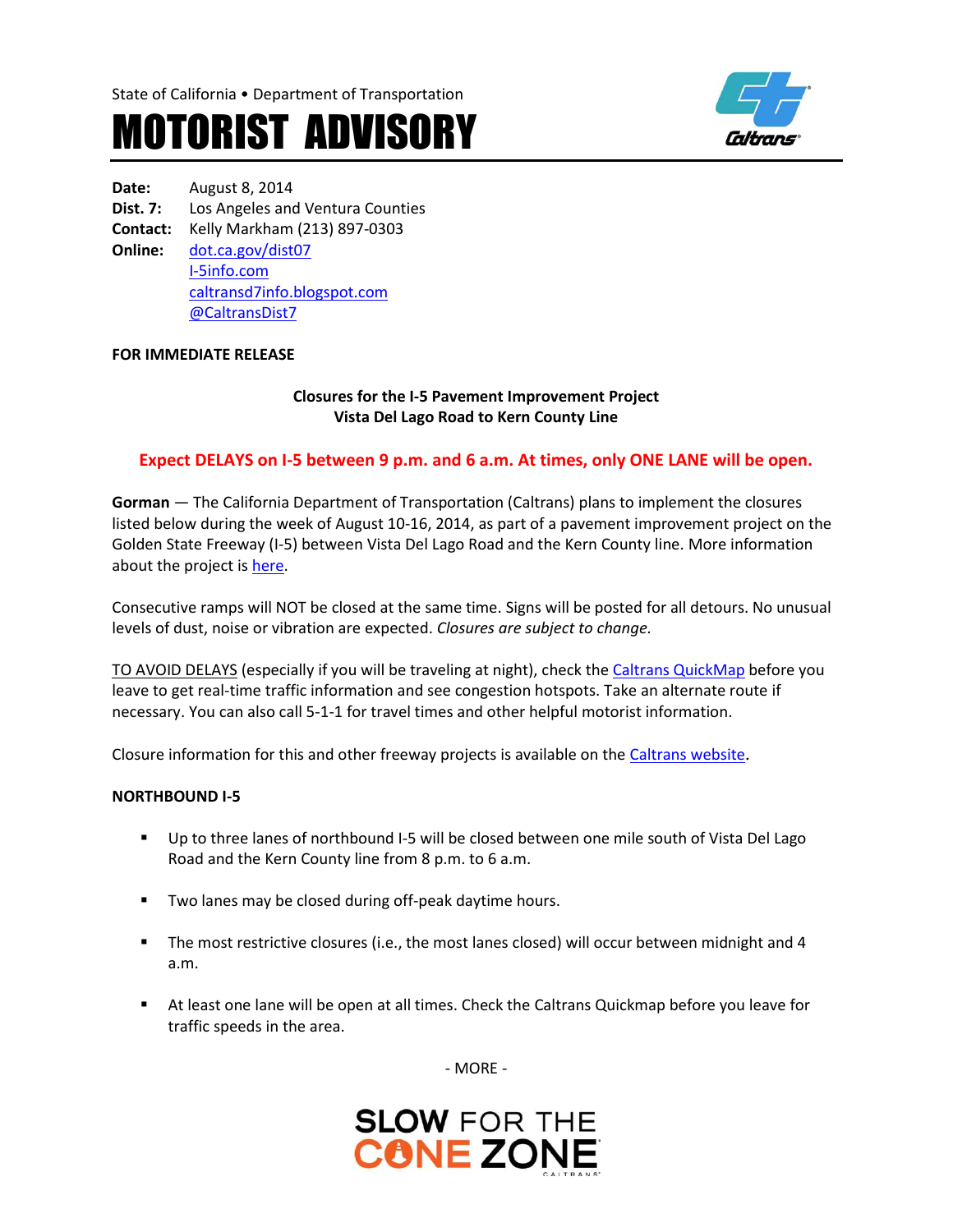State of California • Department of Transportation

# MOTORIST ADVISORY

**Date:** August 8, 2014
**Dist. 7:** Los Angeles and Ventura Counties
**Contact:** Kelly Markham (213) 897-0303
**Online:** dot.ca.gov/dist07
I-5info.com
caltransd7info.blogspot.com
@CaltransDist7

**FOR IMMEDIATE RELEASE**

**Closures for the I-5 Pavement Improvement Project**
**Vista Del Lago Road to Kern County Line**

**Expect DELAYS on I-5 between 9 p.m. and 6 a.m. At times, only ONE LANE will be open.**

**Gorman** — The California Department of Transportation (Caltrans) plans to implement the closures listed below during the week of August 10-16, 2014, as part of a pavement improvement project on the Golden State Freeway (I-5) between Vista Del Lago Road and the Kern County line. More information about the project is here.

Consecutive ramps will NOT be closed at the same time. Signs will be posted for all detours. No unusual levels of dust, noise or vibration are expected. *Closures are subject to change.*

TO AVOID DELAYS (especially if you will be traveling at night), check the Caltrans QuickMap before you leave to get real-time traffic information and see congestion hotspots. Take an alternate route if necessary. You can also call 5-1-1 for travel times and other helpful motorist information.

Closure information for this and other freeway projects is available on the Caltrans website.

**NORTHBOUND I-5**

- Up to three lanes of northbound I-5 will be closed between one mile south of Vista Del Lago Road and the Kern County line from 8 p.m. to 6 a.m.
- Two lanes may be closed during off-peak daytime hours.
- The most restrictive closures (i.e., the most lanes closed) will occur between midnight and 4 a.m.
- At least one lane will be open at all times. Check the Caltrans Quickmap before you leave for traffic speeds in the area.

- MORE -

SLOW FOR THE CONE ZONE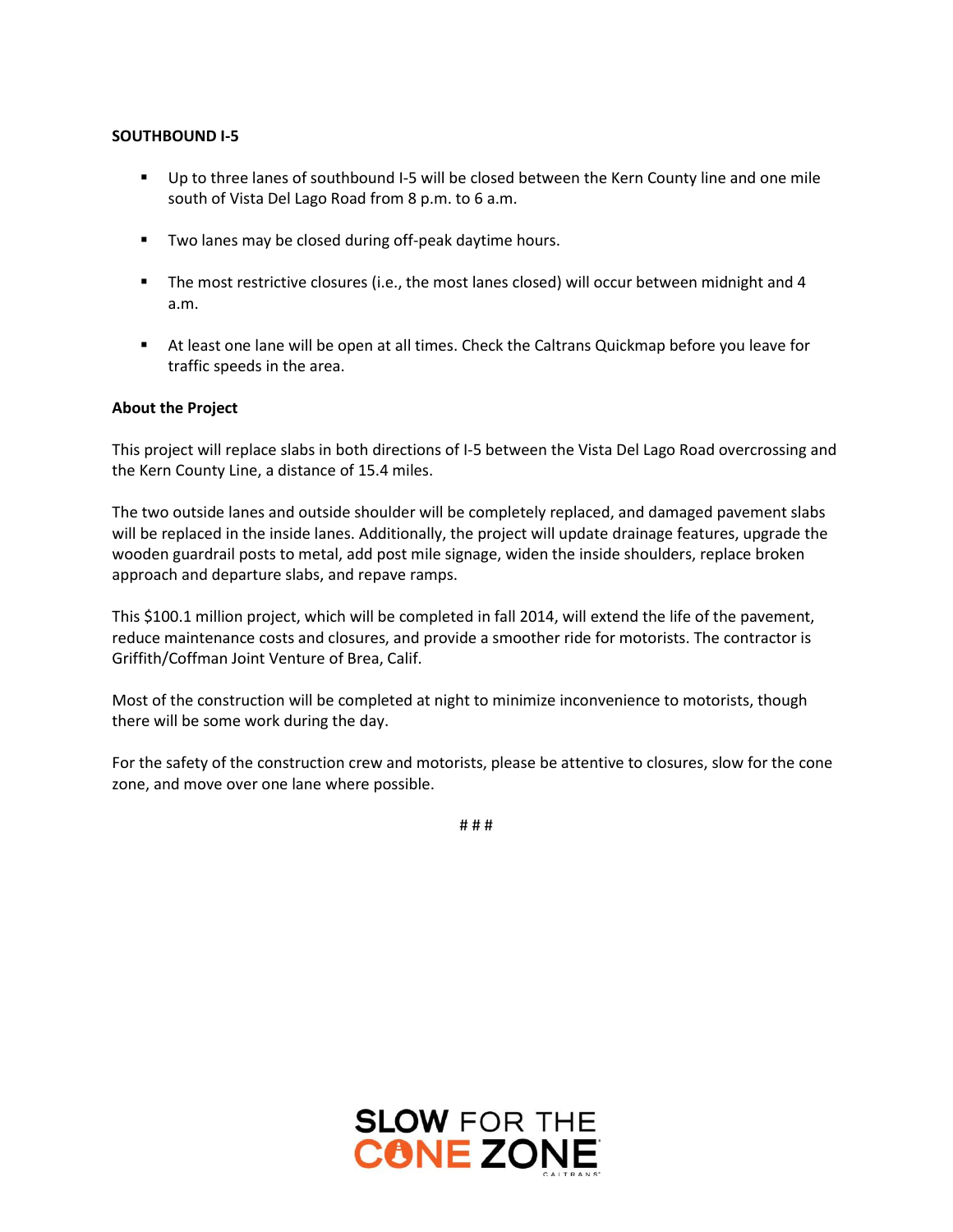**SOUTHBOUND I-5**

- Up to three lanes of southbound I-5 will be closed between the Kern County line and one mile south of Vista Del Lago Road from 8 p.m. to 6 a.m.

- Two lanes may be closed during off-peak daytime hours.

- The most restrictive closures (i.e., the most lanes closed) will occur between midnight and 4 a.m.

- At least one lane will be open at all times. Check the Caltrans Quickmap before you leave for traffic speeds in the area.

**About the Project**

This project will replace slabs in both directions of I-5 between the Vista Del Lago Road overcrossing and the Kern County Line, a distance of 15.4 miles.

The two outside lanes and outside shoulder will be completely replaced, and damaged pavement slabs will be replaced in the inside lanes. Additionally, the project will update drainage features, upgrade the wooden guardrail posts to metal, add post mile signage, widen the inside shoulders, replace broken approach and departure slabs, and repave ramps.

This $100.1 million project, which will be completed in fall 2014, will extend the life of the pavement, reduce maintenance costs and closures, and provide a smoother ride for motorists. The contractor is Griffith/Coffman Joint Venture of Brea, Calif.

Most of the construction will be completed at night to minimize inconvenience to motorists, though there will be some work during the day.

For the safety of the construction crew and motorists, please be attentive to closures, slow for the cone zone, and move over one lane where possible.

# # #

SLOW FOR THE CONE ZONE

CALTRANS